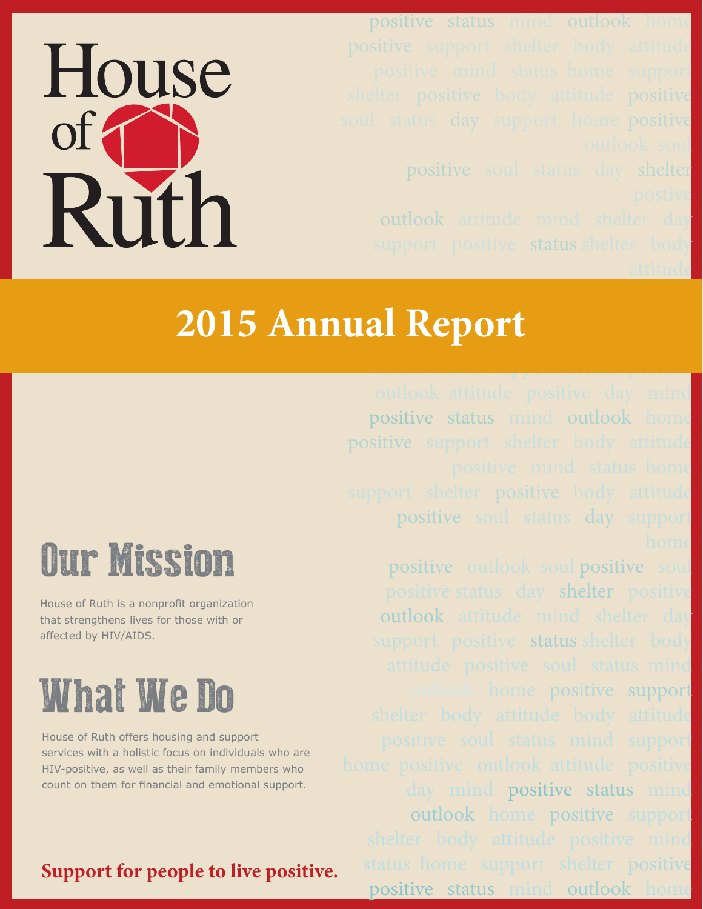# House of Ruth

## 2015 Annual Report

## Our Mission

House of Ruth is a nonprofit organization that strengthens lives for those with or affected by HIV/AIDS.

## What We Do

House of Ruth offers housing and support services with a holistic focus on individuals who are HIV-positive, as well as their family members who count on them for financial and emotional support.

**Support for people to live positive.**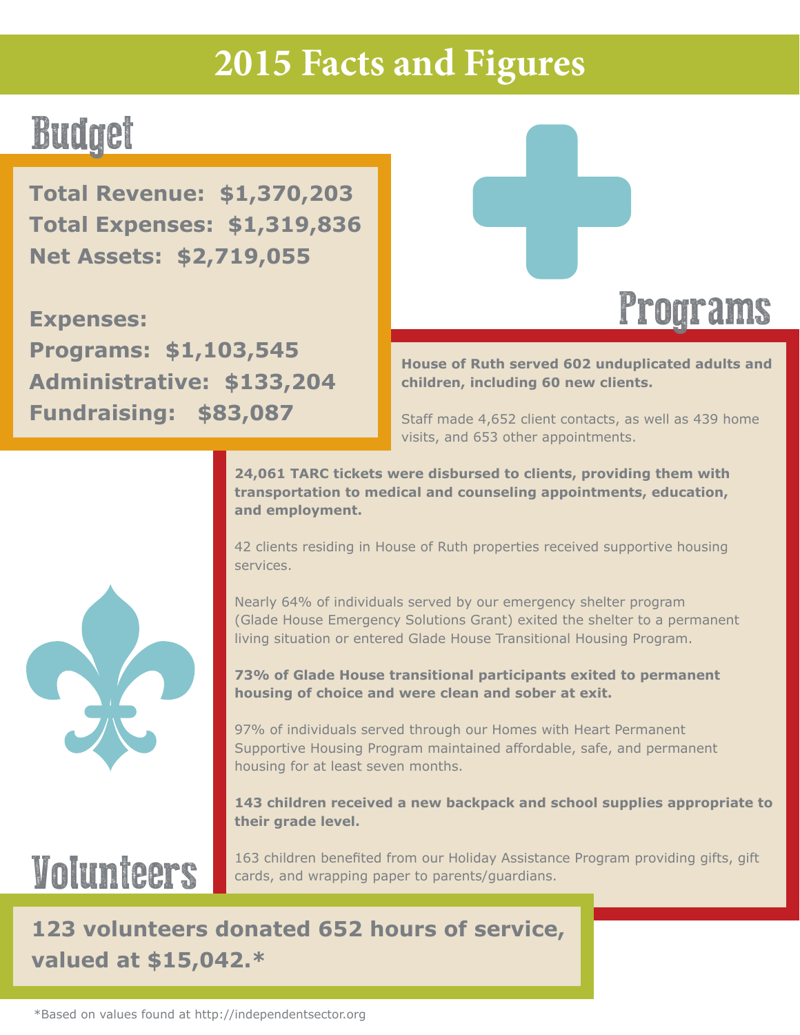# 2015 Facts and Figures

## Budget

**Total Revenue: $1,370,203**
**Total Expenses: $1,319,836**
**Net Assets: $2,719,055**

**Expenses:**
**Programs: $1,103,545**
**Administrative: $133,204**
**Fundraising: $83,087**

## Programs

**House of Ruth served 602 unduplicated adults and children, including 60 new clients.**

Staff made 4,652 client contacts, as well as 439 home visits, and 653 other appointments.

**24,061 TARC tickets were disbursed to clients, providing them with transportation to medical and counseling appointments, education, and employment.**

42 clients residing in House of Ruth properties received supportive housing services.

Nearly 64% of individuals served by our emergency shelter program (Glade House Emergency Solutions Grant) exited the shelter to a permanent living situation or entered Glade House Transitional Housing Program.

**73% of Glade House transitional participants exited to permanent housing of choice and were clean and sober at exit.**

97% of individuals served through our Homes with Heart Permanent Supportive Housing Program maintained affordable, safe, and permanent housing for at least seven months.

**143 children received a new backpack and school supplies appropriate to their grade level.**

163 children benefited from our Holiday Assistance Program providing gifts, gift cards, and wrapping paper to parents/guardians.

## Volunteers

**123 volunteers donated 652 hours of service, valued at $15,042.***

*Based on values found at http://independentsector.org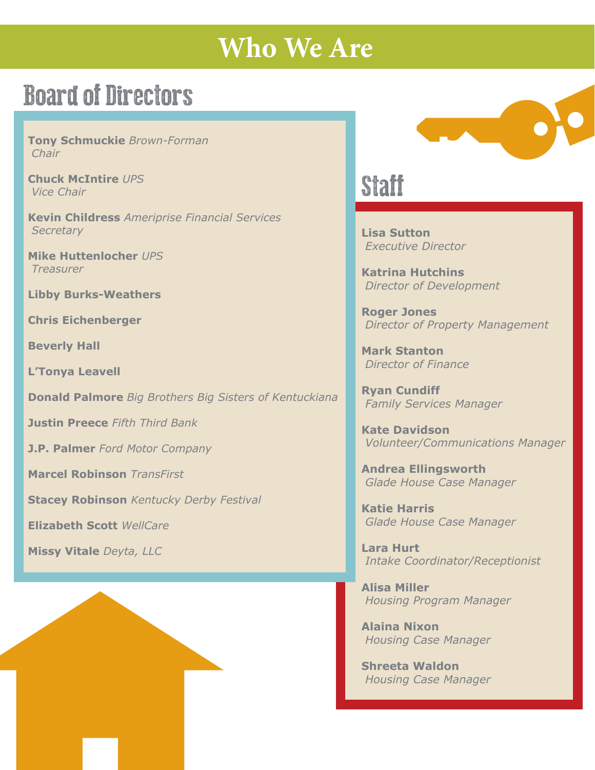# Who We Are

## Board of Directors

**Tony Schmuckie** *Brown-Forman*
*Chair*

**Chuck McIntire** *UPS*
*Vice Chair*

**Kevin Childress** *Ameriprise Financial Services*
*Secretary*

**Mike Huttenlocher** *UPS*
*Treasurer*

**Libby Burks-Weathers**

**Chris Eichenberger**

**Beverly Hall**

**L'Tonya Leavell**

**Donald Palmore** *Big Brothers Big Sisters of Kentuckiana*

**Justin Preece** *Fifth Third Bank*

**J.P. Palmer** *Ford Motor Company*

**Marcel Robinson** *TransFirst*

**Stacey Robinson** *Kentucky Derby Festival*

**Elizabeth Scott** *WellCare*

**Missy Vitale** *Deyta, LLC*

## Staff

**Lisa Sutton**
*Executive Director*

**Katrina Hutchins**
*Director of Development*

**Roger Jones**
*Director of Property Management*

**Mark Stanton**
*Director of Finance*

**Ryan Cundiff**
*Family Services Manager*

**Kate Davidson**
*Volunteer/Communications Manager*

**Andrea Ellingsworth**
*Glade House Case Manager*

**Katie Harris**
*Glade House Case Manager*

**Lara Hurt**
*Intake Coordinator/Receptionist*

**Alisa Miller**
*Housing Program Manager*

**Alaina Nixon**
*Housing Case Manager*

**Shreeta Waldon**
*Housing Case Manager*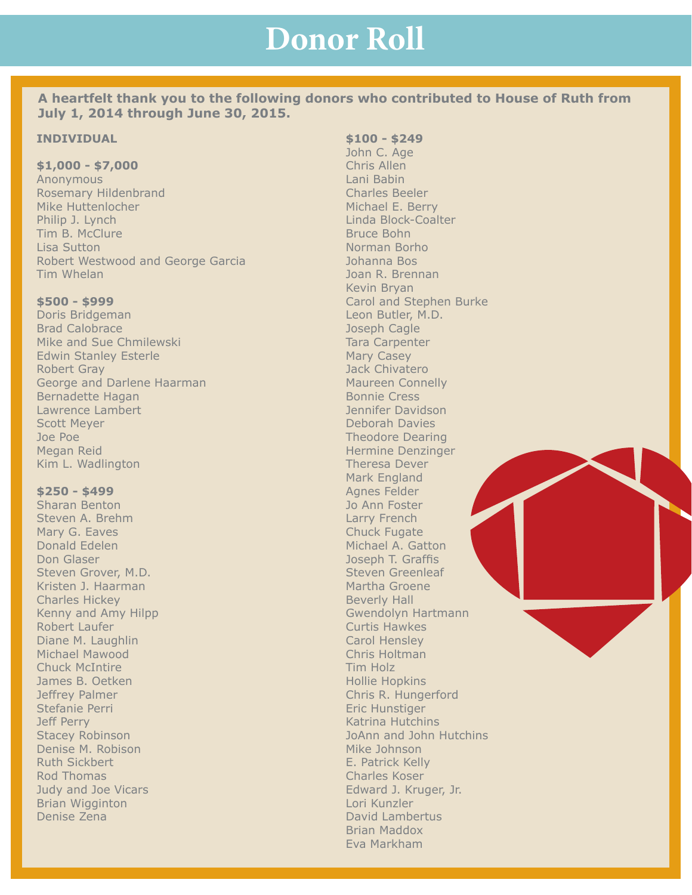# Donor Roll

**A heartfelt thank you to the following donors who contributed to House of Ruth from July 1, 2014 through June 30, 2015.**

**INDIVIDUAL**

**$1,000 - $7,000**

Anonymous
Rosemary Hildenbrand
Mike Huttenlocher
Philip J. Lynch
Tim B. McClure
Lisa Sutton
Robert Westwood and George Garcia
Tim Whelan

**$500 - $999**

Doris Bridgeman
Brad Calobrace
Mike and Sue Chmilewski
Edwin Stanley Esterle
Robert Gray
George and Darlene Haarman
Bernadette Hagan
Lawrence Lambert
Scott Meyer
Joe Poe
Megan Reid
Kim L. Wadlington

**$250 - $499**

Sharan Benton
Steven A. Brehm
Mary G. Eaves
Donald Edelen
Don Glaser
Steven Grover, M.D.
Kristen J. Haarman
Charles Hickey
Kenny and Amy Hilpp
Robert Laufer
Diane M. Laughlin
Michael Mawood
Chuck McIntire
James B. Oetken
Jeffrey Palmer
Stefanie Perri
Jeff Perry
Stacey Robinson
Denise M. Robison
Ruth Sickbert
Rod Thomas
Judy and Joe Vicars
Brian Wigginton
Denise Zena

**$100 - $249**

John C. Age
Chris Allen
Lani Babin
Charles Beeler
Michael E. Berry
Linda Block-Coalter
Bruce Bohn
Norman Borho
Johanna Bos
Joan R. Brennan
Kevin Bryan
Carol and Stephen Burke
Leon Butler, M.D.
Joseph Cagle
Tara Carpenter
Mary Casey
Jack Chivatero
Maureen Connelly
Bonnie Cress
Jennifer Davidson
Deborah Davies
Theodore Dearing
Hermine Denzinger
Theresa Dever
Mark England
Agnes Felder
Jo Ann Foster
Larry French
Chuck Fugate
Michael A. Gatton
Joseph T. Graffis
Steven Greenleaf
Martha Groene
Beverly Hall
Gwendolyn Hartmann
Curtis Hawkes
Carol Hensley
Chris Holtman
Tim Holz
Hollie Hopkins
Chris R. Hungerford
Eric Hunstiger
Katrina Hutchins
JoAnn and John Hutchins
Mike Johnson
E. Patrick Kelly
Charles Koser
Edward J. Kruger, Jr.
Lori Kunzler
David Lambertus
Brian Maddox
Eva Markham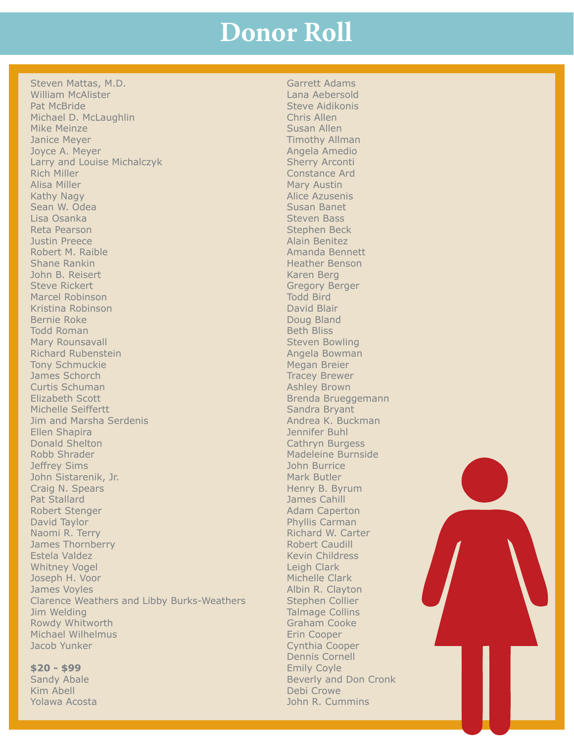# Donor Roll

Steven Mattas, M.D.
William McAlister
Pat McBride
Michael D. McLaughlin
Mike Meinze
Janice Meyer
Joyce A. Meyer
Larry and Louise Michalczyk
Rich Miller
Alisa Miller
Kathy Nagy
Sean W. Odea
Lisa Osanka
Reta Pearson
Justin Preece
Robert M. Raible
Shane Rankin
John B. Reisert
Steve Rickert
Marcel Robinson
Kristina Robinson
Bernie Roke
Todd Roman
Mary Rounsavall
Richard Rubenstein
Tony Schmuckie
James Schorch
Curtis Schuman
Elizabeth Scott
Michelle Seiffertt
Jim and Marsha Serdenis
Ellen Shapira
Donald Shelton
Robb Shrader
Jeffrey Sims
John Sistarenik, Jr.
Craig N. Spears
Pat Stallard
Robert Stenger
David Taylor
Naomi R. Terry
James Thornberry
Estela Valdez
Whitney Vogel
Joseph H. Voor
James Voyles
Clarence Weathers and Libby Burks-Weathers
Jim Welding
Rowdy Whitworth
Michael Wilhelmus
Jacob Yunker

**$20 - $99**
Sandy Abale
Kim Abell
Yolawa Acosta
Garrett Adams
Lana Aebersold
Steve Aidikonis
Chris Allen
Susan Allen
Timothy Allman
Angela Amedio
Sherry Arconti
Constance Ard
Mary Austin
Alice Azusenis
Susan Banet
Steven Bass
Stephen Beck
Alain Benitez
Amanda Bennett
Heather Benson
Karen Berg
Gregory Berger
Todd Bird
David Blair
Doug Bland
Beth Bliss
Steven Bowling
Angela Bowman
Megan Breier
Tracey Brewer
Ashley Brown
Brenda Brueggemann
Sandra Bryant
Andrea K. Buckman
Jennifer Buhl
Cathryn Burgess
Madeleine Burnside
John Burrice
Mark Butler
Henry B. Byrum
James Cahill
Adam Caperton
Phyllis Carman
Richard W. Carter
Robert Caudill
Kevin Childress
Leigh Clark
Michelle Clark
Albin R. Clayton
Stephen Collier
Talmage Collins
Graham Cooke
Erin Cooper
Cynthia Cooper
Dennis Cornell
Emily Coyle
Beverly and Don Cronk
Debi Crowe
John R. Cummins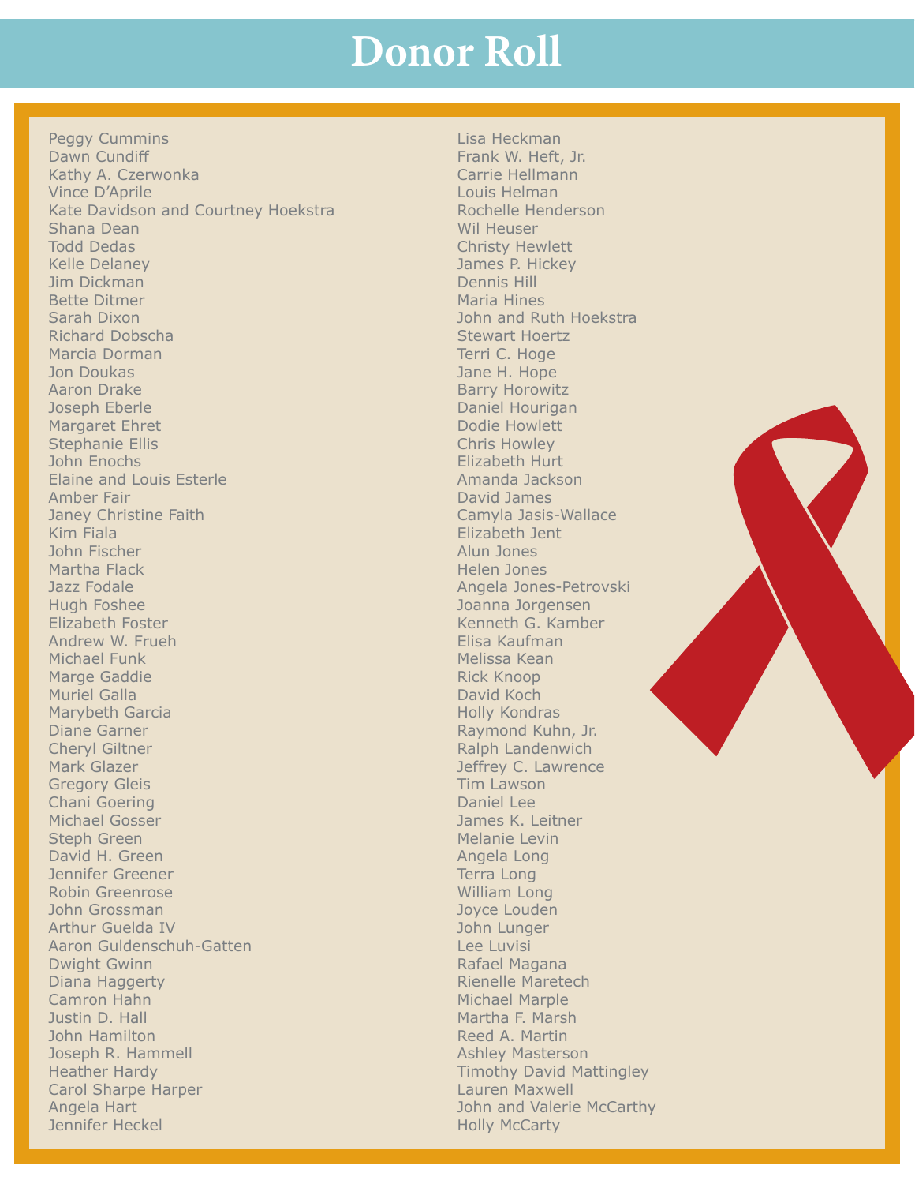# Donor Roll

Peggy Cummins
Dawn Cundiff
Kathy A. Czerwonka
Vince D'Aprile
Kate Davidson and Courtney Hoekstra
Shana Dean
Todd Dedas
Kelle Delaney
Jim Dickman
Bette Ditmer
Sarah Dixon
Richard Dobscha
Marcia Dorman
Jon Doukas
Aaron Drake
Joseph Eberle
Margaret Ehret
Stephanie Ellis
John Enochs
Elaine and Louis Esterle
Amber Fair
Janey Christine Faith
Kim Fiala
John Fischer
Martha Flack
Jazz Fodale
Hugh Foshee
Elizabeth Foster
Andrew W. Frueh
Michael Funk
Marge Gaddie
Muriel Galla
Marybeth Garcia
Diane Garner
Cheryl Giltner
Mark Glazer
Gregory Gleis
Chani Goering
Michael Gosser
Steph Green
David H. Green
Jennifer Greener
Robin Greenrose
John Grossman
Arthur Guelda IV
Aaron Guldenschuh-Gatten
Dwight Gwinn
Diana Haggerty
Camron Hahn
Justin D. Hall
John Hamilton
Joseph R. Hammell
Heather Hardy
Carol Sharpe Harper
Angela Hart
Jennifer Heckel
Lisa Heckman
Frank W. Heft, Jr.
Carrie Hellmann
Louis Helman
Rochelle Henderson
Wil Heuser
Christy Hewlett
James P. Hickey
Dennis Hill
Maria Hines
John and Ruth Hoekstra
Stewart Hoertz
Terri C. Hoge
Jane H. Hope
Barry Horowitz
Daniel Hourigan
Dodie Howlett
Chris Howley
Elizabeth Hurt
Amanda Jackson
David James
Camyla Jasis-Wallace
Elizabeth Jent
Alun Jones
Helen Jones
Angela Jones-Petrovski
Joanna Jorgensen
Kenneth G. Kamber
Elisa Kaufman
Melissa Kean
Rick Knoop
David Koch
Holly Kondras
Raymond Kuhn, Jr.
Ralph Landenwich
Jeffrey C. Lawrence
Tim Lawson
Daniel Lee
James K. Leitner
Melanie Levin
Angela Long
Terra Long
William Long
Joyce Louden
John Lunger
Lee Luvisi
Rafael Magana
Rienelle Maretech
Michael Marple
Martha F. Marsh
Reed A. Martin
Ashley Masterson
Timothy David Mattingley
Lauren Maxwell
John and Valerie McCarthy
Holly McCarty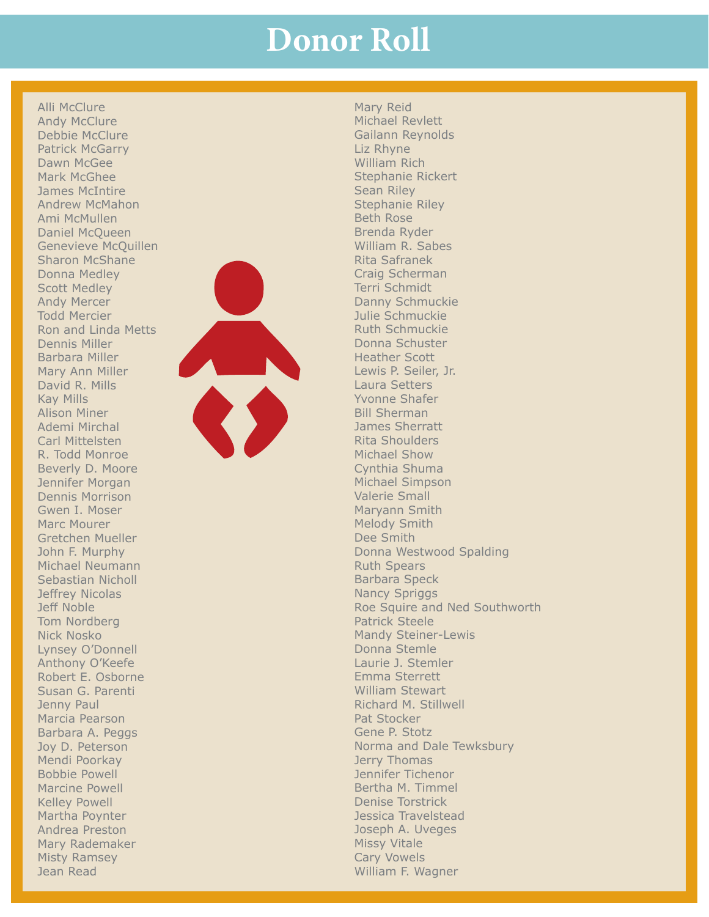# Donor Roll

Alli McClure
Andy McClure
Debbie McClure
Patrick McGarry
Dawn McGee
Mark McGhee
James McIntire
Andrew McMahon
Ami McMullen
Daniel McQueen
Genevieve McQuillen
Sharon McShane
Donna Medley
Scott Medley
Andy Mercer
Todd Mercier
Ron and Linda Metts
Dennis Miller
Barbara Miller
Mary Ann Miller
David R. Mills
Kay Mills
Alison Miner
Ademi Mirchal
Carl Mittelsten
R. Todd Monroe
Beverly D. Moore
Jennifer Morgan
Dennis Morrison
Gwen I. Moser
Marc Mourer
Gretchen Mueller
John F. Murphy
Michael Neumann
Sebastian Nicholl
Jeffrey Nicolas
Jeff Noble
Tom Nordberg
Nick Nosko
Lynsey O'Donnell
Anthony O'Keefe
Robert E. Osborne
Susan G. Parenti
Jenny Paul
Marcia Pearson
Barbara A. Peggs
Joy D. Peterson
Mendi Poorkay
Bobbie Powell
Marcine Powell
Kelley Powell
Martha Poynter
Andrea Preston
Mary Rademaker
Misty Ramsey
Jean Read
Mary Reid
Michael Revlett
Gailann Reynolds
Liz Rhyne
William Rich
Stephanie Rickert
Sean Riley
Stephanie Riley
Beth Rose
Brenda Ryder
William R. Sabes
Rita Safranek
Craig Scherman
Terri Schmidt
Danny Schmuckie
Julie Schmuckie
Ruth Schmuckie
Donna Schuster
Heather Scott
Lewis P. Seiler, Jr.
Laura Setters
Yvonne Shafer
Bill Sherman
James Sherratt
Rita Shoulders
Michael Show
Cynthia Shuma
Michael Simpson
Valerie Small
Maryann Smith
Melody Smith
Dee Smith
Donna Westwood Spalding
Ruth Spears
Barbara Speck
Nancy Spriggs
Roe Squire and Ned Southworth
Patrick Steele
Mandy Steiner-Lewis
Donna Stemle
Laurie J. Stemler
Emma Sterrett
William Stewart
Richard M. Stillwell
Pat Stocker
Gene P. Stotz
Norma and Dale Tewksbury
Jerry Thomas
Jennifer Tichenor
Bertha M. Timmel
Denise Torstrick
Jessica Travelstead
Joseph A. Uveges
Missy Vitale
Cary Vowels
William F. Wagner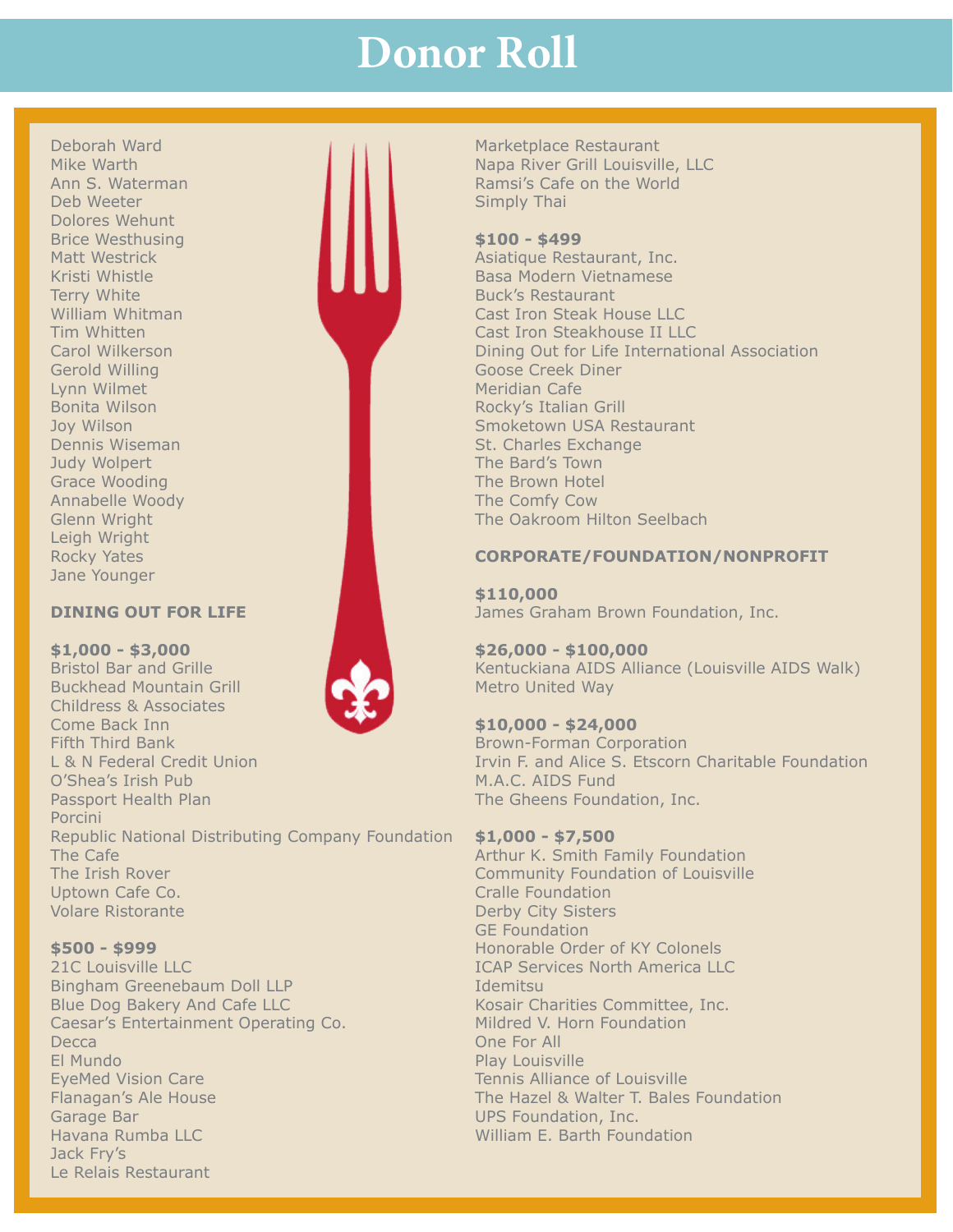# Donor Roll

Deborah Ward
Mike Warth
Ann S. Waterman
Deb Weeter
Dolores Wehunt
Brice Westhusing
Matt Westrick
Kristi Whistle
Terry White
William Whitman
Tim Whitten
Carol Wilkerson
Gerold Willing
Lynn Wilmet
Bonita Wilson
Joy Wilson
Dennis Wiseman
Judy Wolpert
Grace Wooding
Annabelle Woody
Glenn Wright
Leigh Wright
Rocky Yates
Jane Younger

**DINING OUT FOR LIFE**

**$1,000 - $3,000**
Bristol Bar and Grille
Buckhead Mountain Grill
Childress & Associates
Come Back Inn
Fifth Third Bank
L & N Federal Credit Union
O'Shea's Irish Pub
Passport Health Plan
Porcini
Republic National Distributing Company Foundation
The Cafe
The Irish Rover
Uptown Cafe Co.
Volare Ristorante

**$500 - $999**
21C Louisville LLC
Bingham Greenebaum Doll LLP
Blue Dog Bakery And Cafe LLC
Caesar's Entertainment Operating Co.
Decca
El Mundo
EyeMed Vision Care
Flanagan's Ale House
Garage Bar
Havana Rumba LLC
Jack Fry's
Le Relais Restaurant
Marketplace Restaurant
Napa River Grill Louisville, LLC
Ramsi's Cafe on the World
Simply Thai

**$100 - $499**
Asiatique Restaurant, Inc.
Basa Modern Vietnamese
Buck's Restaurant
Cast Iron Steak House LLC
Cast Iron Steakhouse II LLC
Dining Out for Life International Association
Goose Creek Diner
Meridian Cafe
Rocky's Italian Grill
Smoketown USA Restaurant
St. Charles Exchange
The Bard's Town
The Brown Hotel
The Comfy Cow
The Oakroom Hilton Seelbach

**CORPORATE/FOUNDATION/NONPROFIT**

**$110,000**
James Graham Brown Foundation, Inc.

**$26,000 - $100,000**
Kentuckiana AIDS Alliance (Louisville AIDS Walk)
Metro United Way

**$10,000 - $24,000**
Brown-Forman Corporation
Irvin F. and Alice S. Etscorn Charitable Foundation
M.A.C. AIDS Fund
The Gheens Foundation, Inc.

**$1,000 - $7,500**
Arthur K. Smith Family Foundation
Community Foundation of Louisville
Cralle Foundation
Derby City Sisters
GE Foundation
Honorable Order of KY Colonels
ICAP Services North America LLC
Idemitsu
Kosair Charities Committee, Inc.
Mildred V. Horn Foundation
One For All
Play Louisville
Tennis Alliance of Louisville
The Hazel & Walter T. Bales Foundation
UPS Foundation, Inc.
William E. Barth Foundation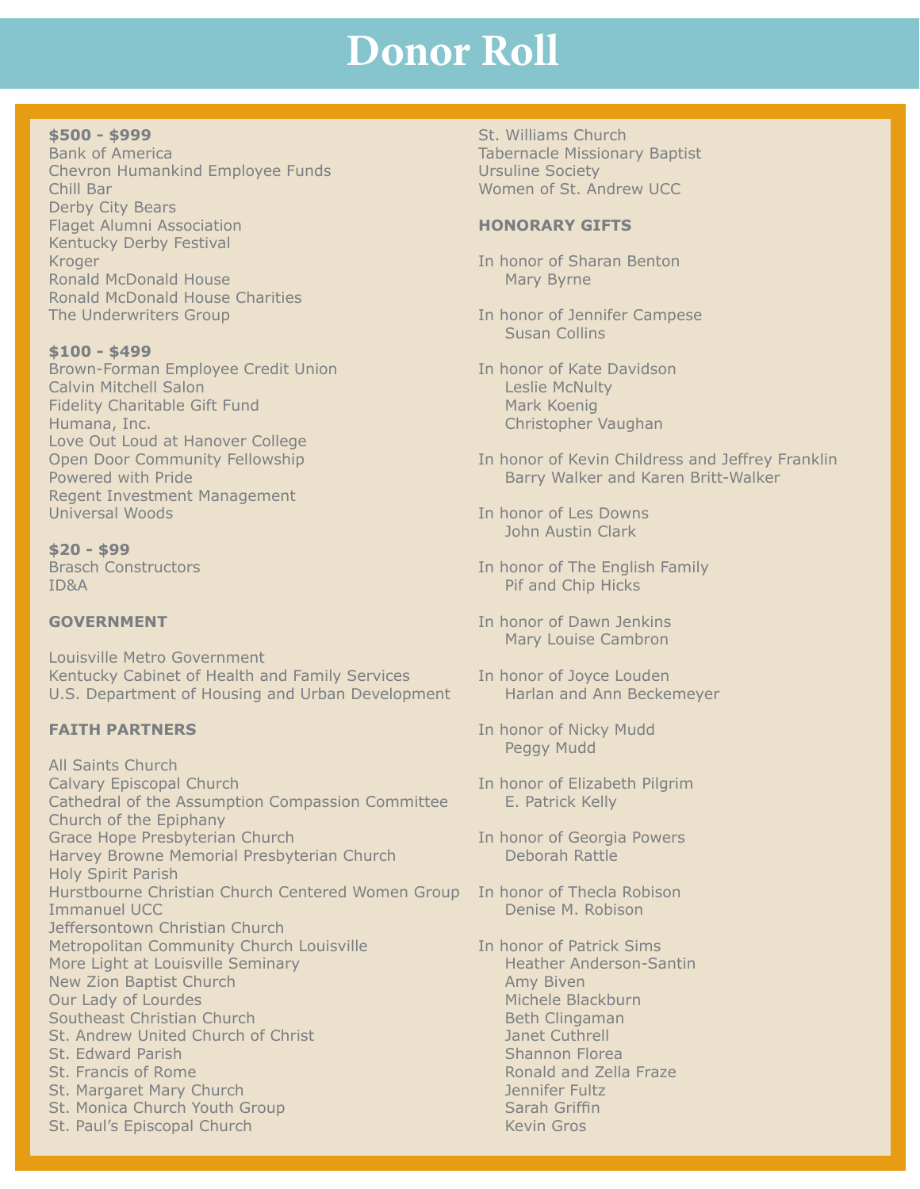# Donor Roll

**$500 - $999**

Bank of America
Chevron Humankind Employee Funds
Chill Bar
Derby City Bears
Flaget Alumni Association
Kentucky Derby Festival
Kroger
Ronald McDonald House
Ronald McDonald House Charities
The Underwriters Group

**$100 - $499**

Brown-Forman Employee Credit Union
Calvin Mitchell Salon
Fidelity Charitable Gift Fund
Humana, Inc.
Love Out Loud at Hanover College
Open Door Community Fellowship
Powered with Pride
Regent Investment Management
Universal Woods

**$20 - $99**

Brasch Constructors
ID&A

**GOVERNMENT**

Louisville Metro Government
Kentucky Cabinet of Health and Family Services
U.S. Department of Housing and Urban Development

**FAITH PARTNERS**

All Saints Church
Calvary Episcopal Church
Cathedral of the Assumption Compassion Committee
Church of the Epiphany
Grace Hope Presbyterian Church
Harvey Browne Memorial Presbyterian Church
Holy Spirit Parish
Hurstbourne Christian Church Centered Women Group
Immanuel UCC
Jeffersontown Christian Church
Metropolitan Community Church Louisville
More Light at Louisville Seminary
New Zion Baptist Church
Our Lady of Lourdes
Southeast Christian Church
St. Andrew United Church of Christ
St. Edward Parish
St. Francis of Rome
St. Margaret Mary Church
St. Monica Church Youth Group
St. Paul's Episcopal Church
St. Williams Church
Tabernacle Missionary Baptist
Ursuline Society
Women of St. Andrew UCC

**HONORARY GIFTS**

In honor of Sharan Benton
Mary Byrne

In honor of Jennifer Campese
Susan Collins

In honor of Kate Davidson
Leslie McNulty
Mark Koenig
Christopher Vaughan

In honor of Kevin Childress and Jeffrey Franklin
Barry Walker and Karen Britt-Walker

In honor of Les Downs
John Austin Clark

In honor of The English Family
Pif and Chip Hicks

In honor of Dawn Jenkins
Mary Louise Cambron

In honor of Joyce Louden
Harlan and Ann Beckemeyer

In honor of Nicky Mudd
Peggy Mudd

In honor of Elizabeth Pilgrim
E. Patrick Kelly

In honor of Georgia Powers
Deborah Rattle

In honor of Thecla Robison
Denise M. Robison

In honor of Patrick Sims
Heather Anderson-Santin
Amy Biven
Michele Blackburn
Beth Clingaman
Janet Cuthrell
Shannon Florea
Ronald and Zella Fraze
Jennifer Fultz
Sarah Griffin
Kevin Gros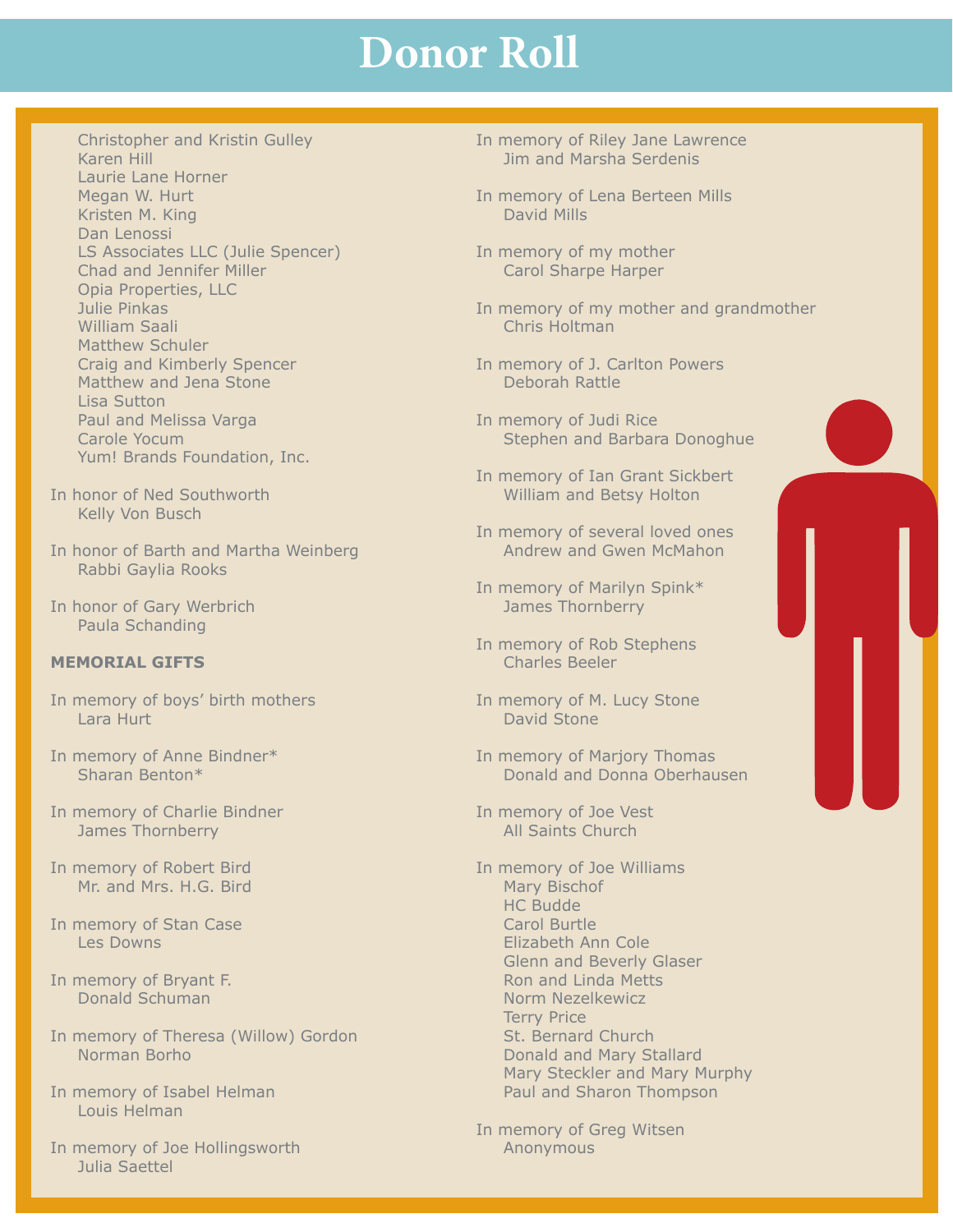# Donor Roll

Christopher and Kristin Gulley
Karen Hill
Laurie Lane Horner
Megan W. Hurt
Kristen M. King
Dan Lenossi
LS Associates LLC (Julie Spencer)
Chad and Jennifer Miller
Opia Properties, LLC
Julie Pinkas
William Saali
Matthew Schuler
Craig and Kimberly Spencer
Matthew and Jena Stone
Lisa Sutton
Paul and Melissa Varga
Carole Yocum
Yum! Brands Foundation, Inc.

In honor of Ned Southworth
Kelly Von Busch

In honor of Barth and Martha Weinberg
Rabbi Gaylia Rooks

In honor of Gary Werbrich
Paula Schanding

**MEMORIAL GIFTS**

In memory of boys' birth mothers
Lara Hurt

In memory of Anne Bindner*
Sharan Benton*

In memory of Charlie Bindner
James Thornberry

In memory of Robert Bird
Mr. and Mrs. H.G. Bird

In memory of Stan Case
Les Downs

In memory of Bryant F.
Donald Schuman

In memory of Theresa (Willow) Gordon
Norman Borho

In memory of Isabel Helman
Louis Helman

In memory of Joe Hollingsworth
Julia Saettel

In memory of Riley Jane Lawrence
Jim and Marsha Serdenis

In memory of Lena Berteen Mills
David Mills

In memory of my mother
Carol Sharpe Harper

In memory of my mother and grandmother
Chris Holtman

In memory of J. Carlton Powers
Deborah Rattle

In memory of Judi Rice
Stephen and Barbara Donoghue

In memory of Ian Grant Sickbert
William and Betsy Holton

In memory of several loved ones
Andrew and Gwen McMahon

In memory of Marilyn Spink*
James Thornberry

In memory of Rob Stephens
Charles Beeler

In memory of M. Lucy Stone
David Stone

In memory of Marjory Thomas
Donald and Donna Oberhausen

In memory of Joe Vest
All Saints Church

In memory of Joe Williams
Mary Bischof
HC Budde
Carol Burtle
Elizabeth Ann Cole
Glenn and Beverly Glaser
Ron and Linda Metts
Norm Nezelkewicz
Terry Price
St. Bernard Church
Donald and Mary Stallard
Mary Steckler and Mary Murphy
Paul and Sharon Thompson

In memory of Greg Witsen
Anonymous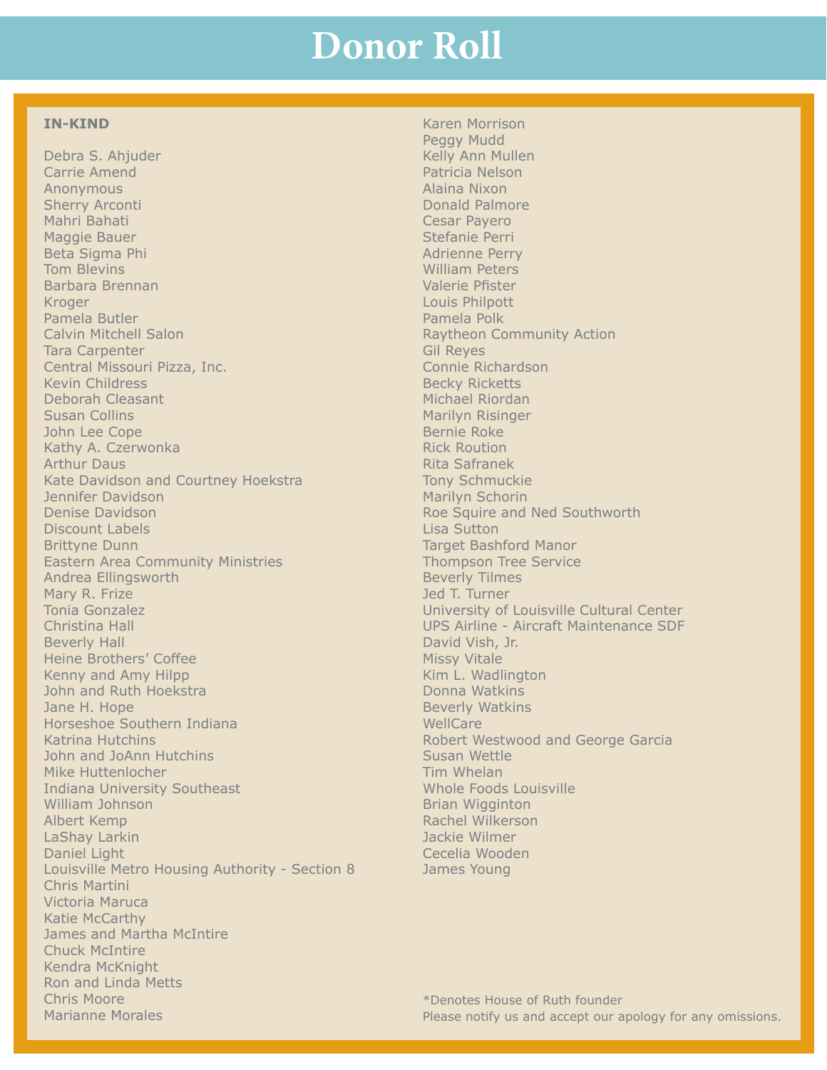# Donor Roll

**IN-KIND**

Debra S. Ahjuder
Carrie Amend
Anonymous
Sherry Arconti
Mahri Bahati
Maggie Bauer
Beta Sigma Phi
Tom Blevins
Barbara Brennan
Kroger
Pamela Butler
Calvin Mitchell Salon
Tara Carpenter
Central Missouri Pizza, Inc.
Kevin Childress
Deborah Cleasant
Susan Collins
John Lee Cope
Kathy A. Czerwonka
Arthur Daus
Kate Davidson and Courtney Hoekstra
Jennifer Davidson
Denise Davidson
Discount Labels
Brittyne Dunn
Eastern Area Community Ministries
Andrea Ellingsworth
Mary R. Frize
Tonia Gonzalez
Christina Hall
Beverly Hall
Heine Brothers' Coffee
Kenny and Amy Hilpp
John and Ruth Hoekstra
Jane H. Hope
Horseshoe Southern Indiana
Katrina Hutchins
John and JoAnn Hutchins
Mike Huttenlocher
Indiana University Southeast
William Johnson
Albert Kemp
LaShay Larkin
Daniel Light
Louisville Metro Housing Authority - Section 8
Chris Martini
Victoria Maruca
Katie McCarthy
James and Martha McIntire
Chuck McIntire
Kendra McKnight
Ron and Linda Metts
Chris Moore
Marianne Morales
Karen Morrison
Peggy Mudd
Kelly Ann Mullen
Patricia Nelson
Alaina Nixon
Donald Palmore
Cesar Payero
Stefanie Perri
Adrienne Perry
William Peters
Valerie Pfister
Louis Philpott
Pamela Polk
Raytheon Community Action
Gil Reyes
Connie Richardson
Becky Ricketts
Michael Riordan
Marilyn Risinger
Bernie Roke
Rick Roution
Rita Safranek
Tony Schmuckie
Marilyn Schorin
Roe Squire and Ned Southworth
Lisa Sutton
Target Bashford Manor
Thompson Tree Service
Beverly Tilmes
Jed T. Turner
University of Louisville Cultural Center
UPS Airline - Aircraft Maintenance SDF
David Vish, Jr.
Missy Vitale
Kim L. Wadlington
Donna Watkins
Beverly Watkins
WellCare
Robert Westwood and George Garcia
Susan Wettle
Tim Whelan
Whole Foods Louisville
Brian Wigginton
Rachel Wilkerson
Jackie Wilmer
Cecelia Wooden
James Young

*Denotes House of Ruth founder
Please notify us and accept our apology for any omissions.